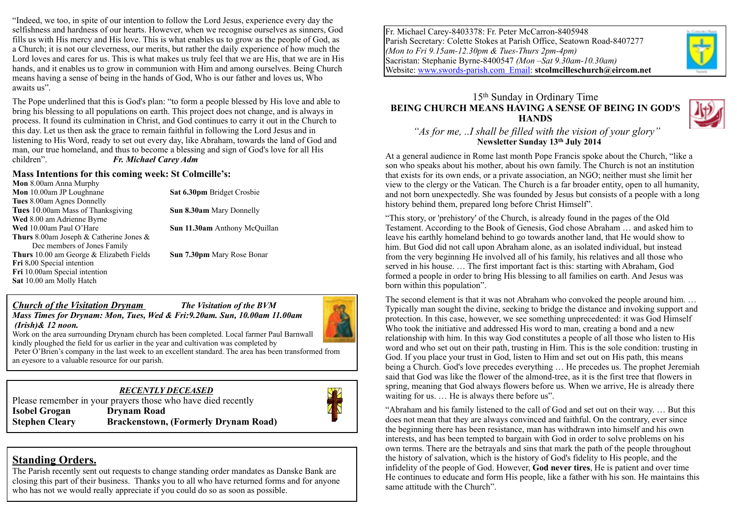"Indeed, we too, in spite of our intention to follow the Lord Jesus, experience every day the selfishness and hardness of our hearts. However, when we recognise ourselves as sinners, God fills us with His mercy and His love. This is what enables us to grow as the people of God, as a Church; it is not our cleverness, our merits, but rather the daily experience of how much the Lord loves and cares for us. This is what makes us truly feel that we are His, that we are in His hands, and it enables us to grow in communion with Him and among ourselves. Being Church means having a sense of being in the hands of God, Who is our father and loves us, Who awaits us".

The Pope underlined that this is God's plan: "to form a people blessed by His love and able to bring his blessing to all populations on earth. This project does not change, and is always in process. It found its culmination in Christ, and God continues to carry it out in the Church to this day. Let us then ask the grace to remain faithful in following the Lord Jesus and in listening to His Word, ready to set out every day, like Abraham, towards the land of God and man, our true homeland, and thus to become a blessing and sign of God's love for all His children". ***Fr. Michael Carey Adm***

## Mass Intentions for this coming week: St Colmcille's:

| | |
|---|---|
| **Mon** 8.00am Anna Murphy | |
| **Mon** 10.00am JP Loughnane | **Sat 6.30pm** Bridget Crosbie |
| **Tues** 8.00am Agnes Donnelly | |
| **Tues** 10.00am Mass of Thanksgiving | **Sun 8.30am** Mary Donnelly |
| **Wed** 8.00 am Adrienne Byrne | |
| **Wed** 10.00am Paul O'Hare | **Sun 11.30am** Anthony McQuillan |
| **Thurs** 8.00am Joseph & Catherine Jones & Dec members of Jones Family | |
| **Thurs** 10.00 am George & Elizabeth Fields | **Sun 7.30pm** Mary Rose Bonar |
| **Fri** 8.00 Special intention | |
| **Fri** 10.00am Special intention | |
| **Sat** 10.00 am Molly Hatch | |

***Church of the Visitation Drynam*** ***The Visitation of the BVM***

***Mass Times for Drynam: Mon, Tues, Wed & Fri:9.20am. Sun, 10.00am 11.00am (Irish)& 12 noon.***

Work on the area surrounding Drynam church has been completed. Local farmer Paul Barnwall kindly ploughed the field for us earlier in the year and cultivation was completed by Peter O'Brien's company in the last week to an excellent standard. The area has been transformed from an eyesore to a valuable resource for our parish.

***RECENTLY DECEASED***

Please remember in your prayers those who have died recently

**Isobel Grogan** **Drynam Road**
**Stephen Cleary** **Brackenstown, (Formerly Drynam Road)**

## Standing Orders.

The Parish recently sent out requests to change standing order mandates as Danske Bank are closing this part of their business. Thanks you to all who have returned forms and for anyone who has not we would really appreciate if you could do so as soon as possible.

Fr. Michael Carey-8403378: Fr. Peter McCarron-8405948
Parish Secretary: Colette Stokes at Parish Office, Seatown Road-8407277
*(Mon to Fri 9.15am-12.30pm & Tues-Thurs 2pm-4pm)*
Sacristan: Stephanie Byrne-8400547 *(Mon –Sat 9.30am-10.30am)*
Website: www.swords-parish.com Email: **stcolmcilleschurch@eircom.net**

15th Sunday in Ordinary Time

## BEING CHURCH MEANS HAVING A SENSE OF BEING IN GOD'S HANDS

*"As for me, ..I shall be filled with the vision of your glory"*

**Newsletter Sunday 13th July 2014**

At a general audience in Rome last month Pope Francis spoke about the Church, "like a son who speaks about his mother, about his own family. The Church is not an institution that exists for its own ends, or a private association, an NGO; neither must she limit her view to the clergy or the Vatican. The Church is a far broader entity, open to all humanity, and not born unexpectedly. She was founded by Jesus but consists of a people with a long history behind them, prepared long before Christ Himself".

"This story, or 'prehistory' of the Church, is already found in the pages of the Old Testament. According to the Book of Genesis, God chose Abraham … and asked him to leave his earthly homeland behind to go towards another land, that He would show to him. But God did not call upon Abraham alone, as an isolated individual, but instead from the very beginning He involved all of his family, his relatives and all those who served in his house. … The first important fact is this: starting with Abraham, God formed a people in order to bring His blessing to all families on earth. And Jesus was born within this population".

The second element is that it was not Abraham who convoked the people around him. … Typically man sought the divine, seeking to bridge the distance and invoking support and protection. In this case, however, we see something unprecedented: it was God Himself Who took the initiative and addressed His word to man, creating a bond and a new relationship with him. In this way God constitutes a people of all those who listen to His word and who set out on their path, trusting in Him. This is the sole condition: trusting in God. If you place your trust in God, listen to Him and set out on His path, this means being a Church. God's love precedes everything … He precedes us. The prophet Jeremiah said that God was like the flower of the almond-tree, as it is the first tree that flowers in spring, meaning that God always flowers before us. When we arrive, He is already there waiting for us. … He is always there before us".

"Abraham and his family listened to the call of God and set out on their way. … But this does not mean that they are always convinced and faithful. On the contrary, ever since the beginning there has been resistance, man has withdrawn into himself and his own interests, and has been tempted to bargain with God in order to solve problems on his own terms. There are the betrayals and sins that mark the path of the people throughout the history of salvation, which is the history of God's fidelity to His people, and the infidelity of the people of God. However, **God never tires**, He is patient and over time He continues to educate and form His people, like a father with his son. He maintains this same attitude with the Church".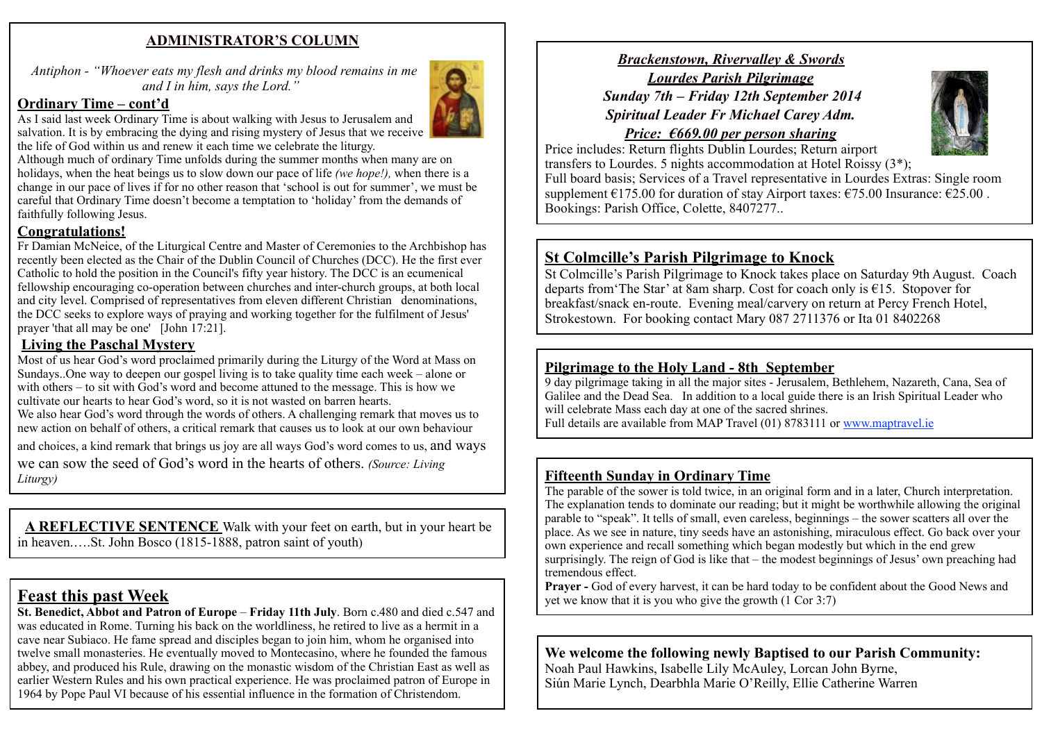## ADMINISTRATOR'S COLUMN

*Antiphon - "Whoever eats my flesh and drinks my blood remains in me and I in him, says the Lord."*

### Ordinary Time – cont'd

As I said last week Ordinary Time is about walking with Jesus to Jerusalem and salvation. It is by embracing the dying and rising mystery of Jesus that we receive the life of God within us and renew it each time we celebrate the liturgy.

Although much of ordinary Time unfolds during the summer months when many are on holidays, when the heat beings us to slow down our pace of life *(we hope!),* when there is a change in our pace of lives if for no other reason that 'school is out for summer', we must be careful that Ordinary Time doesn't become a temptation to 'holiday' from the demands of faithfully following Jesus.

### Congratulations!

Fr Damian McNeice, of the Liturgical Centre and Master of Ceremonies to the Archbishop has recently been elected as the Chair of the Dublin Council of Churches (DCC). He the first ever Catholic to hold the position in the Council's fifty year history. The DCC is an ecumenical fellowship encouraging co-operation between churches and inter-church groups, at both local and city level. Comprised of representatives from eleven different Christian denominations, the DCC seeks to explore ways of praying and working together for the fulfilment of Jesus' prayer 'that all may be one' [John 17:21].

### Living the Paschal Mystery

Most of us hear God's word proclaimed primarily during the Liturgy of the Word at Mass on Sundays..One way to deepen our gospel living is to take quality time each week – alone or with others – to sit with God's word and become attuned to the message. This is how we cultivate our hearts to hear God's word, so it is not wasted on barren hearts.

We also hear God's word through the words of others. A challenging remark that moves us to new action on behalf of others, a critical remark that causes us to look at our own behaviour and choices, a kind remark that brings us joy are all ways God's word comes to us, and ways we can sow the seed of God's word in the hearts of others. *(Source: Living Liturgy)*

**A REFLECTIVE SENTENCE** Walk with your feet on earth, but in your heart be in heaven.….St. John Bosco (1815-1888, patron saint of youth)

## Feast this past Week

**St. Benedict, Abbot and Patron of Europe** – **Friday 11th July**. Born c.480 and died c.547 and was educated in Rome. Turning his back on the worldliness, he retired to live as a hermit in a cave near Subiaco. He fame spread and disciples began to join him, whom he organised into twelve small monasteries. He eventually moved to Montecasino, where he founded the famous abbey, and produced his Rule, drawing on the monastic wisdom of the Christian East as well as earlier Western Rules and his own practical experience. He was proclaimed patron of Europe in 1964 by Pope Paul VI because of his essential influence in the formation of Christendom.

***Brackenstown, Rivervalley & Swords***
***Lourdes Parish Pilgrimage***
***Sunday 7th – Friday 12th September 2014***
***Spiritual Leader Fr Michael Carey Adm.***
***Price: €669.00 per person sharing***

Price includes: Return flights Dublin Lourdes; Return airport transfers to Lourdes. 5 nights accommodation at Hotel Roissy (3*); Full board basis; Services of a Travel representative in Lourdes Extras: Single room supplement €175.00 for duration of stay Airport taxes: €75.00 Insurance: €25.00 . Bookings: Parish Office, Colette, 8407277..

## St Colmcille's Parish Pilgrimage to Knock

St Colmcille's Parish Pilgrimage to Knock takes place on Saturday 9th August. Coach departs from'The Star' at 8am sharp. Cost for coach only is €15. Stopover for breakfast/snack en-route. Evening meal/carvery on return at Percy French Hotel, Strokestown. For booking contact Mary 087 2711376 or Ita 01 8402268

### Pilgrimage to the Holy Land - 8th September

9 day pilgrimage taking in all the major sites - Jerusalem, Bethlehem, Nazareth, Cana, Sea of Galilee and the Dead Sea. In addition to a local guide there is an Irish Spiritual Leader who will celebrate Mass each day at one of the sacred shrines.

Full details are available from MAP Travel (01) 8783111 or www.maptravel.ie

### Fifteenth Sunday in Ordinary Time

The parable of the sower is told twice, in an original form and in a later, Church interpretation. The explanation tends to dominate our reading; but it might be worthwhile allowing the original parable to "speak". It tells of small, even careless, beginnings – the sower scatters all over the place. As we see in nature, tiny seeds have an astonishing, miraculous effect. Go back over your own experience and recall something which began modestly but which in the end grew surprisingly. The reign of God is like that – the modest beginnings of Jesus' own preaching had tremendous effect.

**Prayer -** God of every harvest, it can be hard today to be confident about the Good News and yet we know that it is you who give the growth (1 Cor 3:7)

**We welcome the following newly Baptised to our Parish Community:**
Noah Paul Hawkins, Isabelle Lily McAuley, Lorcan John Byrne,
Siún Marie Lynch, Dearbhla Marie O'Reilly, Ellie Catherine Warren